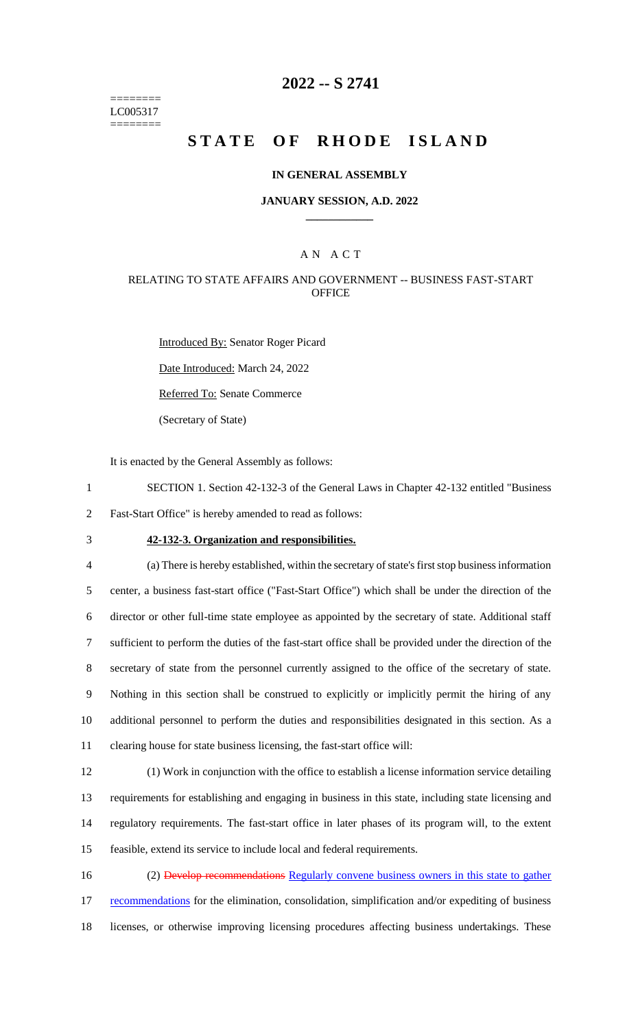========
LC005317
========

# 2022 -- S 2741

# STATE OF RHODE ISLAND

## IN GENERAL ASSEMBLY

### JANUARY SESSION, A.D. 2022

### A N A C T

### RELATING TO STATE AFFAIRS AND GOVERNMENT -- BUSINESS FAST-START OFFICE

Introduced By: Senator Roger Picard

Date Introduced: March 24, 2022

Referred To: Senate Commerce

(Secretary of State)

It is enacted by the General Assembly as follows:

1 SECTION 1. Section 42-132-3 of the General Laws in Chapter 42-132 entitled "Business
2 Fast-Start Office" is hereby amended to read as follows:

3 **42-132-3. Organization and responsibilities.**

4 (a) There is hereby established, within the secretary of state's first stop business information
5 center, a business fast-start office ("Fast-Start Office") which shall be under the direction of the
6 director or other full-time state employee as appointed by the secretary of state. Additional staff
7 sufficient to perform the duties of the fast-start office shall be provided under the direction of the
8 secretary of state from the personnel currently assigned to the office of the secretary of state.
9 Nothing in this section shall be construed to explicitly or implicitly permit the hiring of any
10 additional personnel to perform the duties and responsibilities designated in this section. As a
11 clearing house for state business licensing, the fast-start office will:

12 (1) Work in conjunction with the office to establish a license information service detailing
13 requirements for establishing and engaging in business in this state, including state licensing and
14 regulatory requirements. The fast-start office in later phases of its program will, to the extent
15 feasible, extend its service to include local and federal requirements.

16 (2) ~~Develop recommendations~~ Regularly convene business owners in this state to gather
17 recommendations for the elimination, consolidation, simplification and/or expediting of business
18 licenses, or otherwise improving licensing procedures affecting business undertakings. These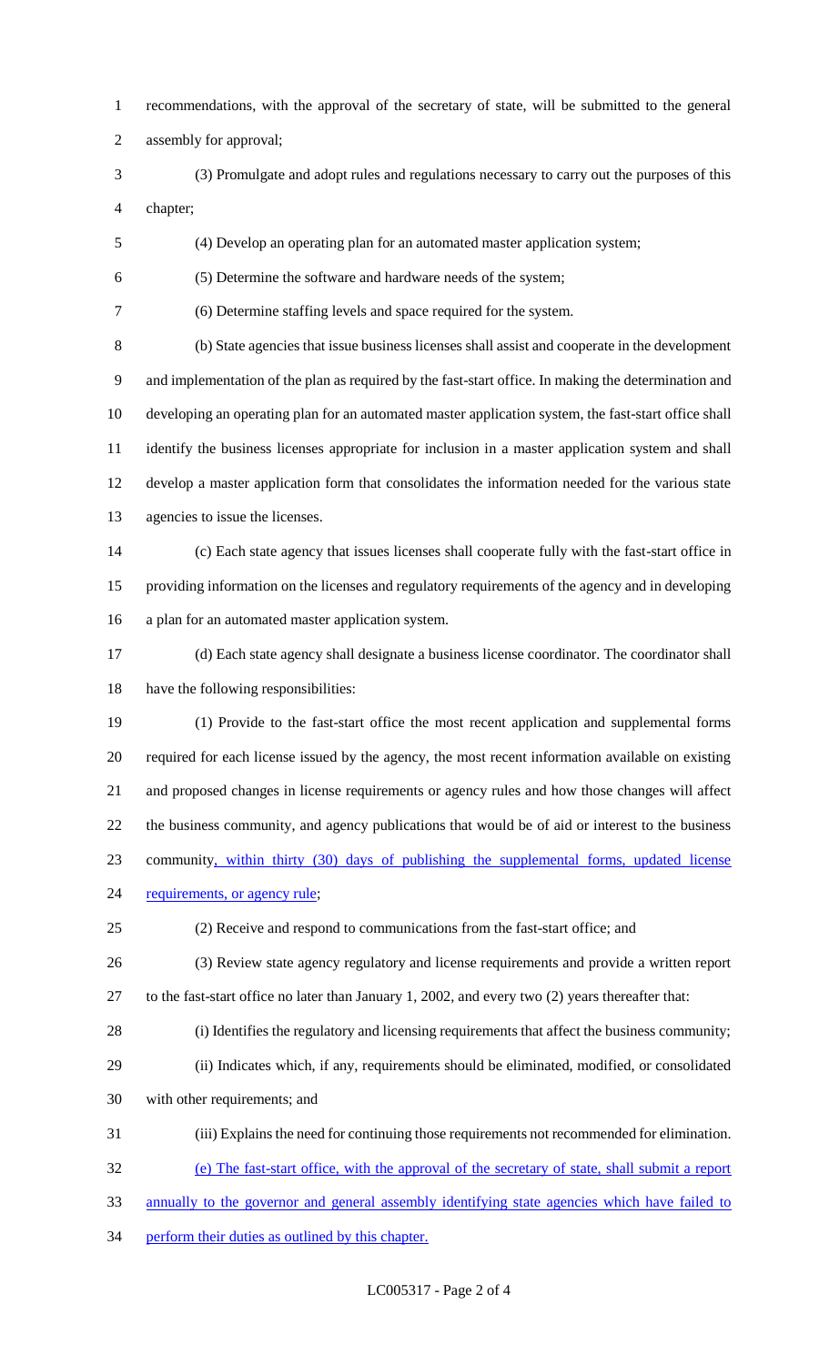recommendations, with the approval of the secretary of state, will be submitted to the general assembly for approval;

(3) Promulgate and adopt rules and regulations necessary to carry out the purposes of this chapter;

(4) Develop an operating plan for an automated master application system;

(5) Determine the software and hardware needs of the system;

(6) Determine staffing levels and space required for the system.

(b) State agencies that issue business licenses shall assist and cooperate in the development and implementation of the plan as required by the fast-start office. In making the determination and developing an operating plan for an automated master application system, the fast-start office shall identify the business licenses appropriate for inclusion in a master application system and shall develop a master application form that consolidates the information needed for the various state agencies to issue the licenses.

(c) Each state agency that issues licenses shall cooperate fully with the fast-start office in providing information on the licenses and regulatory requirements of the agency and in developing a plan for an automated master application system.

(d) Each state agency shall designate a business license coordinator. The coordinator shall have the following responsibilities:

(1) Provide to the fast-start office the most recent application and supplemental forms required for each license issued by the agency, the most recent information available on existing and proposed changes in license requirements or agency rules and how those changes will affect the business community, and agency publications that would be of aid or interest to the business community, within thirty (30) days of publishing the supplemental forms, updated license requirements, or agency rule;

(2) Receive and respond to communications from the fast-start office; and

(3) Review state agency regulatory and license requirements and provide a written report to the fast-start office no later than January 1, 2002, and every two (2) years thereafter that:

(i) Identifies the regulatory and licensing requirements that affect the business community;

(ii) Indicates which, if any, requirements should be eliminated, modified, or consolidated with other requirements; and

(iii) Explains the need for continuing those requirements not recommended for elimination.

(e) The fast-start office, with the approval of the secretary of state, shall submit a report annually to the governor and general assembly identifying state agencies which have failed to perform their duties as outlined by this chapter.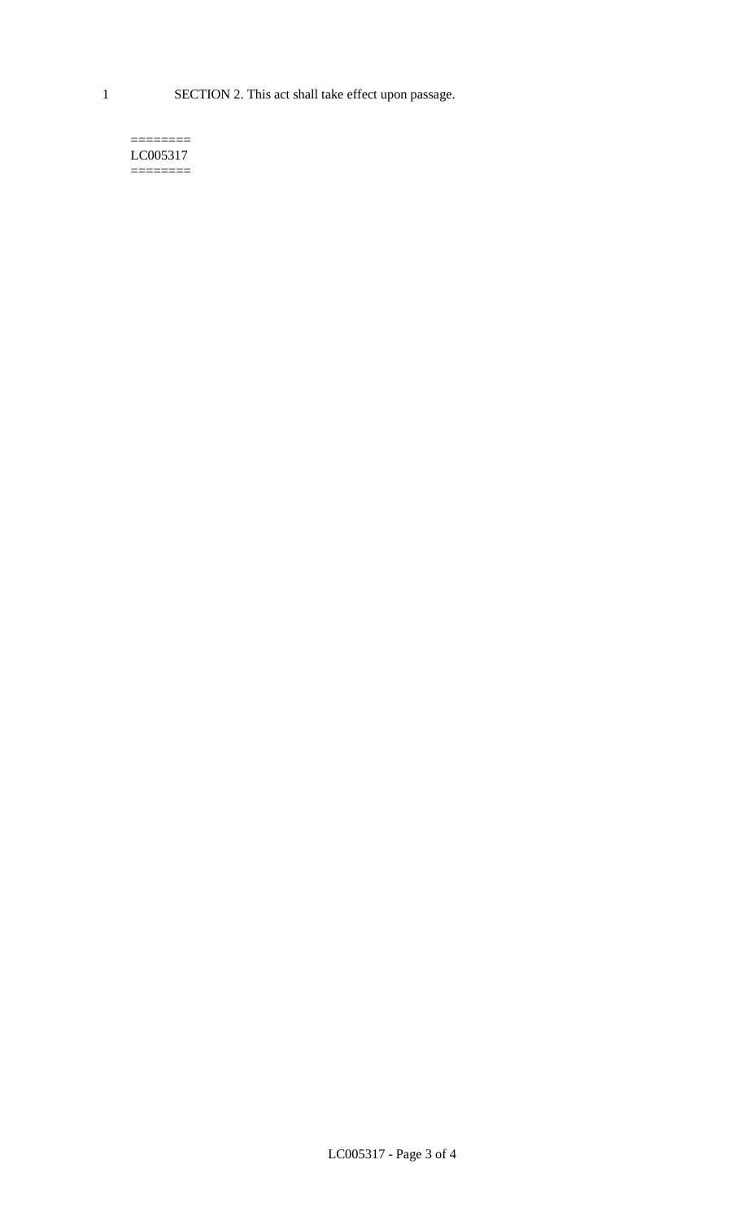1 SECTION 2. This act shall take effect upon passage.

========
LC005317
========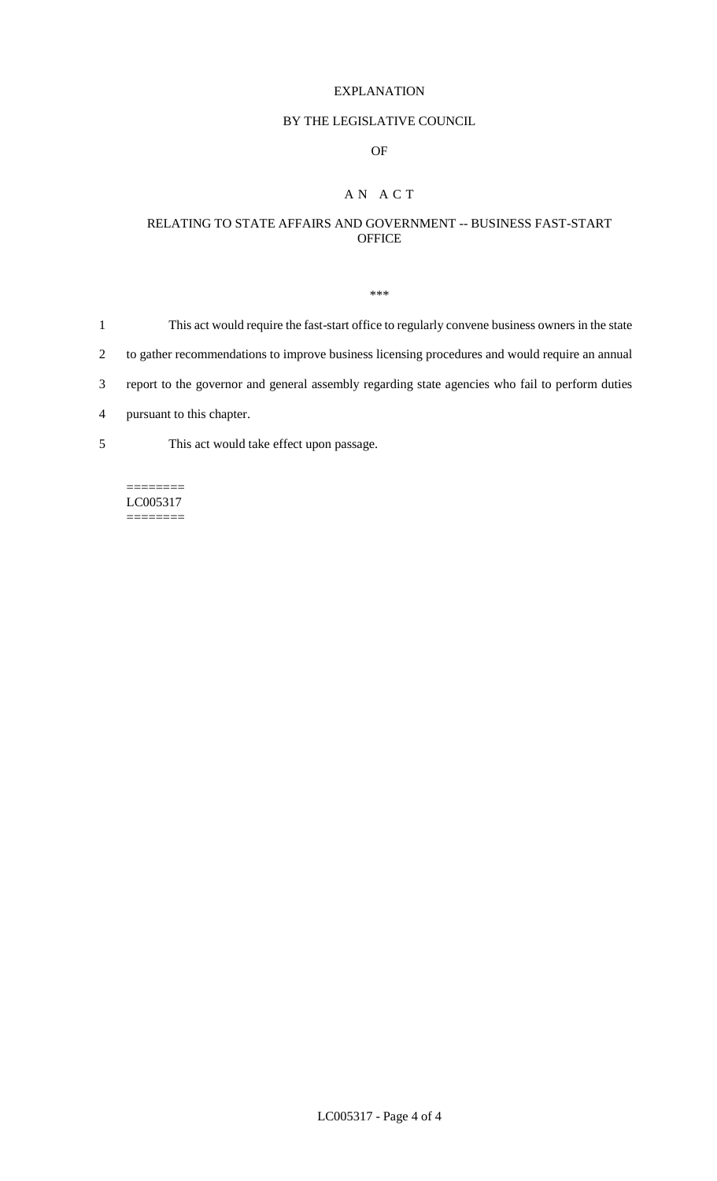EXPLANATION

BY THE LEGISLATIVE COUNCIL

OF

# A N A C T

## RELATING TO STATE AFFAIRS AND GOVERNMENT -- BUSINESS FAST-START OFFICE

\*\*\*

1 This act would require the fast-start office to regularly convene business owners in the state
2 to gather recommendations to improve business licensing procedures and would require an annual
3 report to the governor and general assembly regarding state agencies who fail to perform duties
4 pursuant to this chapter.
5 This act would take effect upon passage.

========
LC005317
========